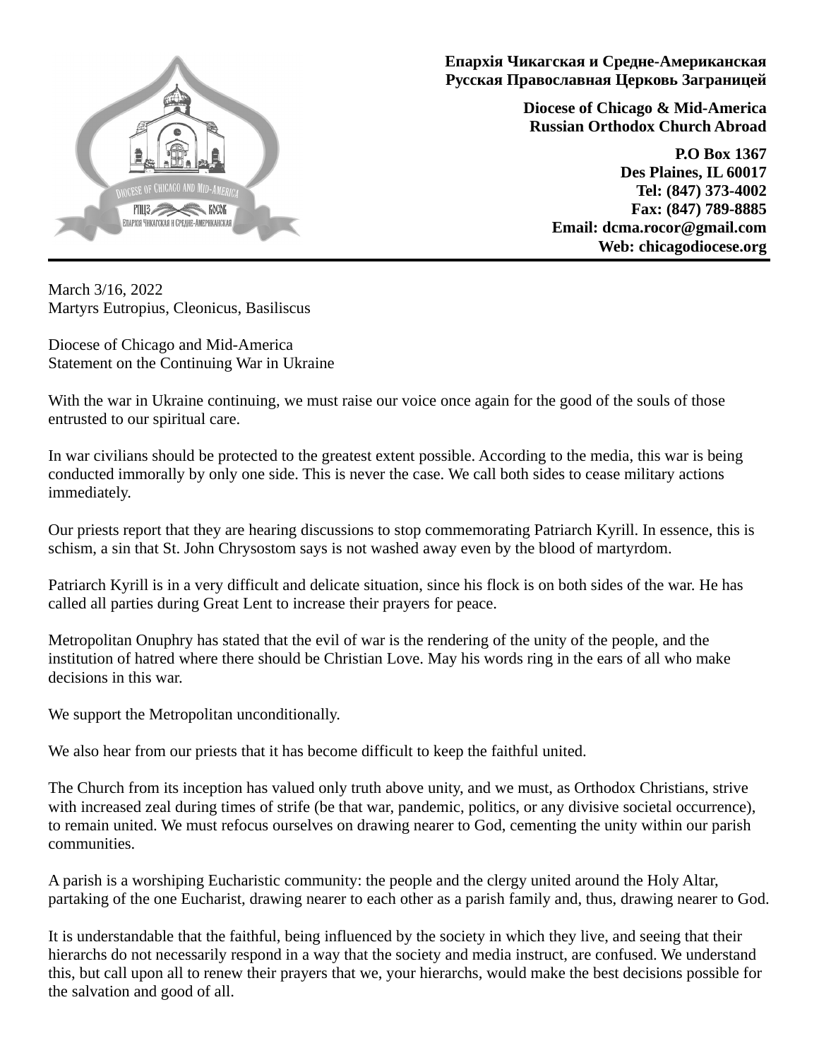**Епархія Чикагская и Средне-Американская**
**Русская Православная Церковь Заграницей**

**Diocese of Chicago & Mid-America**
**Russian Orthodox Church Abroad**

**P.O Box 1367**
**Des Plaines, IL 60017**
**Tel: (847) 373-4002**
**Fax: (847) 789-8885**
**Email: dcma.rocor@gmail.com**
**Web: chicagodiocese.org**

---

March 3/16, 2022
Martyrs Eutropius, Cleonicus, Basiliscus

Diocese of Chicago and Mid-America
Statement on the Continuing War in Ukraine

With the war in Ukraine continuing, we must raise our voice once again for the good of the souls of those entrusted to our spiritual care.

In war civilians should be protected to the greatest extent possible. According to the media, this war is being conducted immorally by only one side. This is never the case. We call both sides to cease military actions immediately.

Our priests report that they are hearing discussions to stop commemorating Patriarch Kyrill. In essence, this is schism, a sin that St. John Chrysostom says is not washed away even by the blood of martyrdom.

Patriarch Kyrill is in a very difficult and delicate situation, since his flock is on both sides of the war. He has called all parties during Great Lent to increase their prayers for peace.

Metropolitan Onuphry has stated that the evil of war is the rendering of the unity of the people, and the institution of hatred where there should be Christian Love. May his words ring in the ears of all who make decisions in this war.

We support the Metropolitan unconditionally.

We also hear from our priests that it has become difficult to keep the faithful united.

The Church from its inception has valued only truth above unity, and we must, as Orthodox Christians, strive with increased zeal during times of strife (be that war, pandemic, politics, or any divisive societal occurrence), to remain united. We must refocus ourselves on drawing nearer to God, cementing the unity within our parish communities.

A parish is a worshiping Eucharistic community: the people and the clergy united around the Holy Altar, partaking of the one Eucharist, drawing nearer to each other as a parish family and, thus, drawing nearer to God.

It is understandable that the faithful, being influenced by the society in which they live, and seeing that their hierarchs do not necessarily respond in a way that the society and media instruct, are confused. We understand this, but call upon all to renew their prayers that we, your hierarchs, would make the best decisions possible for the salvation and good of all.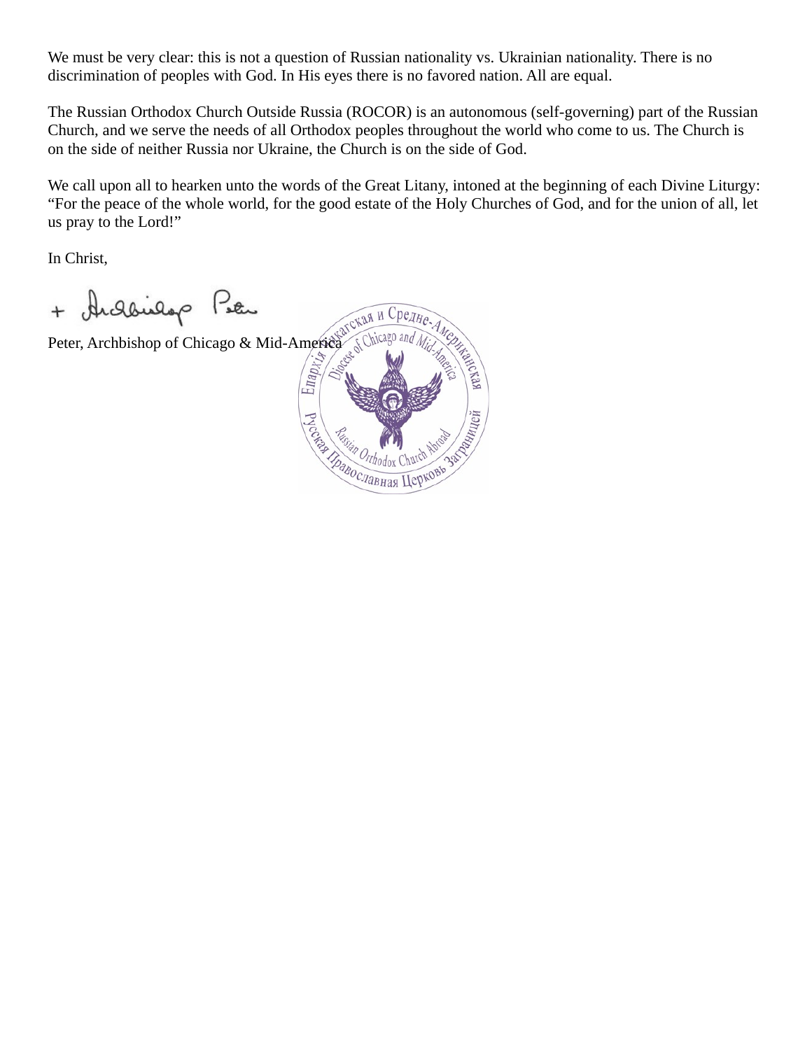We must be very clear: this is not a question of Russian nationality vs. Ukrainian nationality. There is no discrimination of peoples with God. In His eyes there is no favored nation. All are equal.

The Russian Orthodox Church Outside Russia (ROCOR) is an autonomous (self-governing) part of the Russian Church, and we serve the needs of all Orthodox peoples throughout the world who come to us. The Church is on the side of neither Russia nor Ukraine, the Church is on the side of God.

We call upon all to hearken unto the words of the Great Litany, intoned at the beginning of each Divine Liturgy: "For the peace of the whole world, for the good estate of the Holy Churches of God, and for the union of all, let us pray to the Lord!"

In Christ,

+ Archbishop Peter

Peter, Archbishop of Chicago & Mid-America